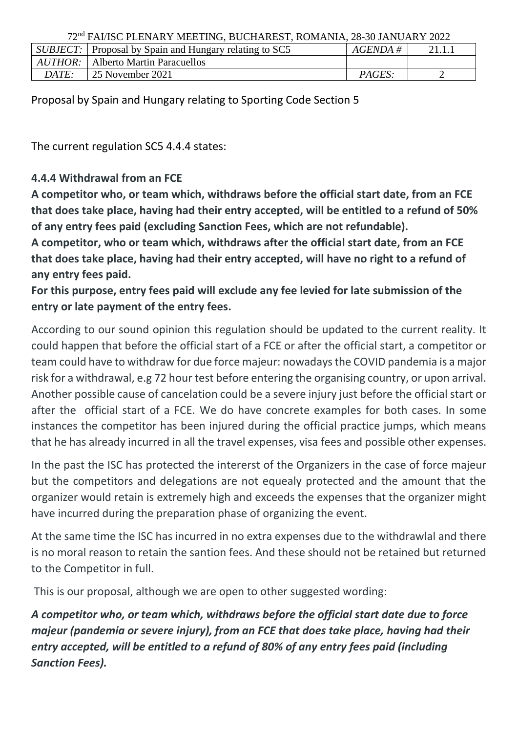72[nd] FAI/ISC PLENARY MEETING, BUCHAREST, ROMANIA, 28-30 JANUARY 2022

| *SUBJECT:* | Proposal by Spain and Hungary relating to SC5 | *AGENDA #* | 21.1.1 |
|---|---|---|---|
| *AUTHOR:* | Alberto Martin Paracuellos | | |
| *DATE:* | 25 November 2021 | *PAGES:* | 2 |

Proposal by Spain and Hungary relating to Sporting Code Section 5

The current regulation SC5 4.4.4 states:

**4.4.4 Withdrawal from an FCE**

**A competitor who, or team which, withdraws before the official start date, from an FCE that does take place, having had their entry accepted, will be entitled to a refund of 50% of any entry fees paid (excluding Sanction Fees, which are not refundable).**

**A competitor, who or team which, withdraws after the official start date, from an FCE that does take place, having had their entry accepted, will have no right to a refund of any entry fees paid.**

**For this purpose, entry fees paid will exclude any fee levied for late submission of the entry or late payment of the entry fees.**

According to our sound opinion this regulation should be updated to the current reality. It could happen that before the official start of a FCE or after the official start, a competitor or team could have to withdraw for due force majeur: nowadays the COVID pandemia is a major risk for a withdrawal, e.g 72 hour test before entering the organising country, or upon arrival. Another possible cause of cancelation could be a severe injury just before the official start or after the official start of a FCE. We do have concrete examples for both cases. In some instances the competitor has been injured during the official practice jumps, which means that he has already incurred in all the travel expenses, visa fees and possible other expenses.

In the past the ISC has protected the intererst of the Organizers in the case of force majeur but the competitors and delegations are not equealy protected and the amount that the organizer would retain is extremely high and exceeds the expenses that the organizer might have incurred during the preparation phase of organizing the event.

At the same time the ISC has incurred in no extra expenses due to the withdrawlal and there is no moral reason to retain the santion fees. And these should not be retained but returned to the Competitor in full.

This is our proposal, although we are open to other suggested wording:

***A competitor who, or team which, withdraws before the official start date due to force majeur (pandemia or severe injury), from an FCE that does take place, having had their entry accepted, will be entitled to a refund of 80% of any entry fees paid (including Sanction Fees).***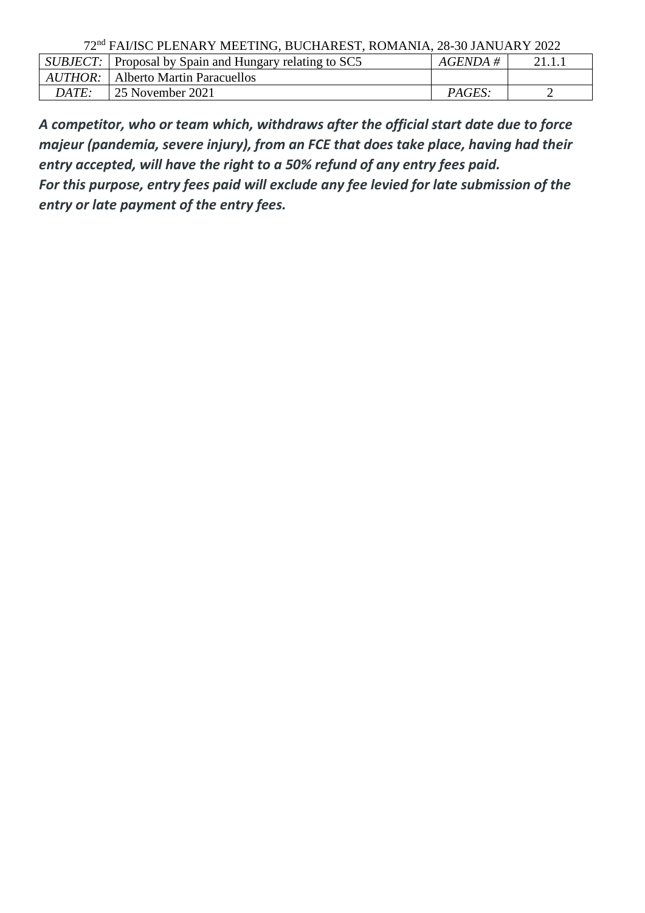72nd FAI/ISC PLENARY MEETING, BUCHAREST, ROMANIA, 28-30 JANUARY 2022

| | | | |
|---|---|---|---|
| *SUBJECT:* | Proposal by Spain and Hungary relating to SC5 | *AGENDA #* | 21.1.1 |
| *AUTHOR:* | Alberto Martin Paracuellos | | |
| *DATE:* | 25 November 2021 | *PAGES:* | 2 |

***A competitor, who or team which, withdraws after the official start date due to force majeur (pandemia, severe injury), from an FCE that does take place, having had their entry accepted, will have the right to a 50% refund of any entry fees paid.***
***For this purpose, entry fees paid will exclude any fee levied for late submission of the entry or late payment of the entry fees.***